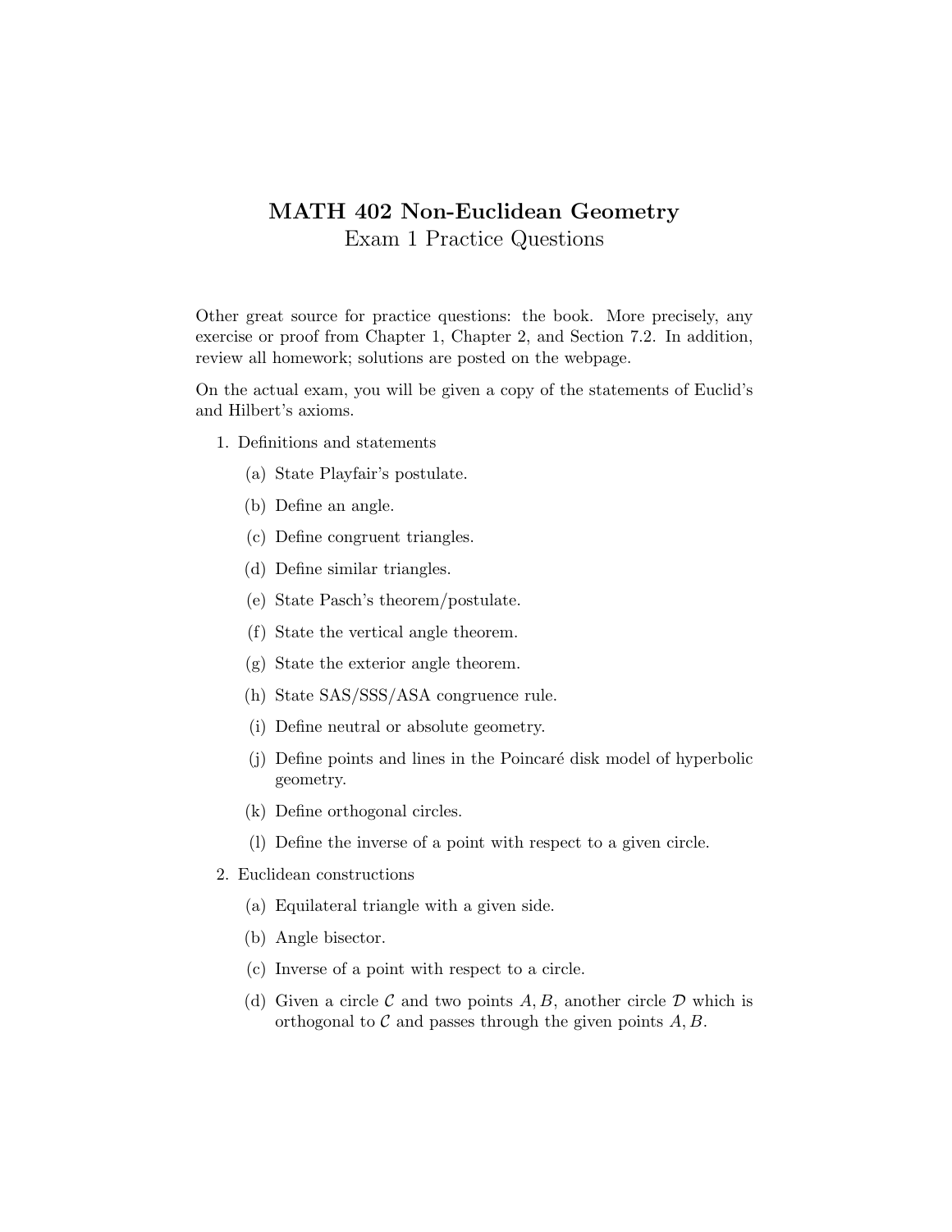# MATH 402 Non-Euclidean Geometry

## Exam 1 Practice Questions

Other great source for practice questions: the book. More precisely, any exercise or proof from Chapter 1, Chapter 2, and Section 7.2. In addition, review all homework; solutions are posted on the webpage.

On the actual exam, you will be given a copy of the statements of Euclid's and Hilbert's axioms.

1. Definitions and statements

   (a) State Playfair's postulate.

   (b) Define an angle.

   (c) Define congruent triangles.

   (d) Define similar triangles.

   (e) State Pasch's theorem/postulate.

   (f) State the vertical angle theorem.

   (g) State the exterior angle theorem.

   (h) State SAS/SSS/ASA congruence rule.

   (i) Define neutral or absolute geometry.

   (j) Define points and lines in the Poincaré disk model of hyperbolic geometry.

   (k) Define orthogonal circles.

   (l) Define the inverse of a point with respect to a given circle.

2. Euclidean constructions

   (a) Equilateral triangle with a given side.

   (b) Angle bisector.

   (c) Inverse of a point with respect to a circle.

   (d) Given a circle $\mathcal{C}$ and two points $A, B$, another circle $\mathcal{D}$ which is orthogonal to $\mathcal{C}$ and passes through the given points $A, B$.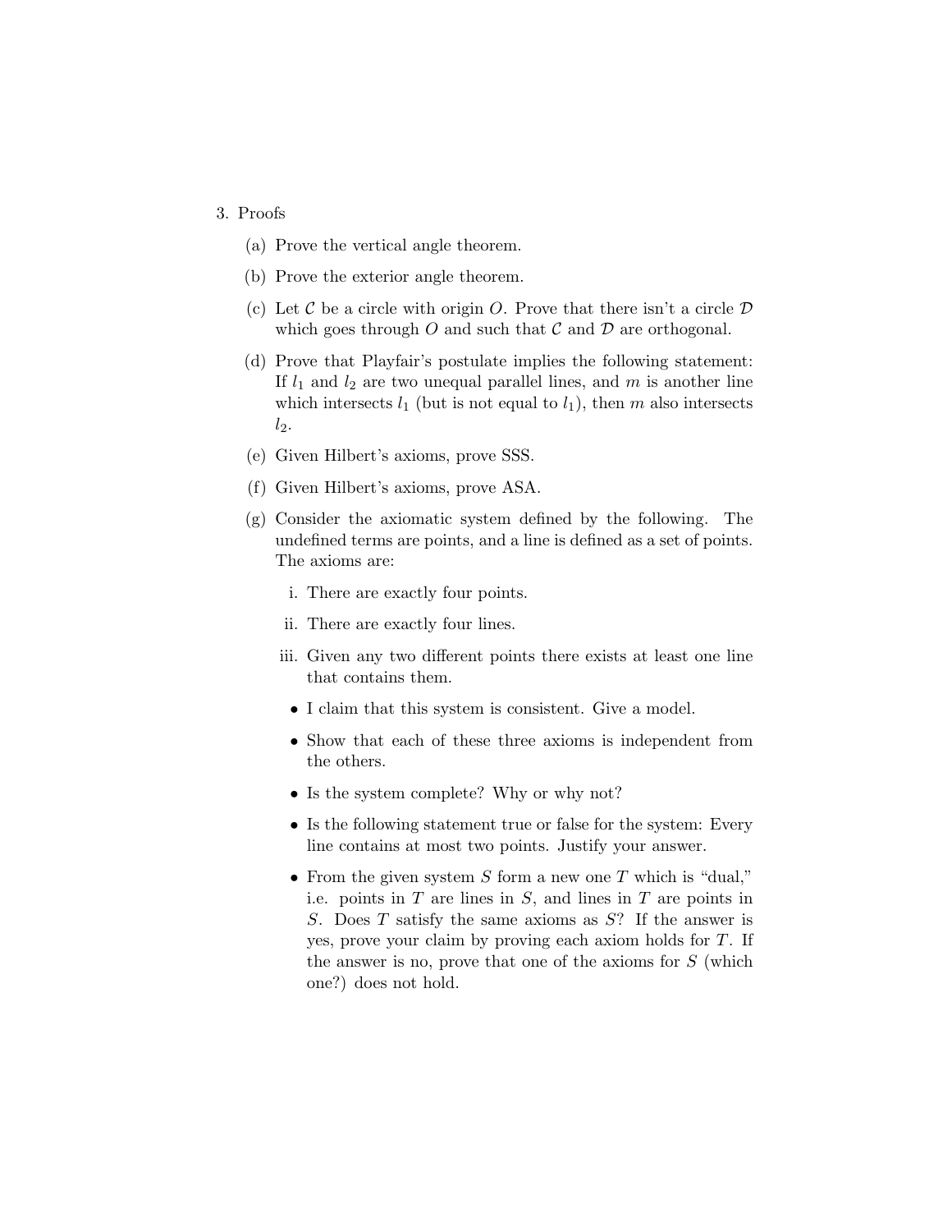3. Proofs

   (a) Prove the vertical angle theorem.

   (b) Prove the exterior angle theorem.

   (c) Let $\mathcal{C}$ be a circle with origin $O$. Prove that there isn't a circle $\mathcal{D}$ which goes through $O$ and such that $\mathcal{C}$ and $\mathcal{D}$ are orthogonal.

   (d) Prove that Playfair's postulate implies the following statement: If $l_1$ and $l_2$ are two unequal parallel lines, and $m$ is another line which intersects $l_1$ (but is not equal to $l_1$), then $m$ also intersects $l_2$.

   (e) Given Hilbert's axioms, prove SSS.

   (f) Given Hilbert's axioms, prove ASA.

   (g) Consider the axiomatic system defined by the following. The undefined terms are points, and a line is defined as a set of points. The axioms are:

      i. There are exactly four points.

      ii. There are exactly four lines.

      iii. Given any two different points there exists at least one line that contains them.

      - I claim that this system is consistent. Give a model.
      - Show that each of these three axioms is independent from the others.
      - Is the system complete? Why or why not?
      - Is the following statement true or false for the system: Every line contains at most two points. Justify your answer.
      - From the given system $S$ form a new one $T$ which is "dual," i.e. points in $T$ are lines in $S$, and lines in $T$ are points in $S$. Does $T$ satisfy the same axioms as $S$? If the answer is yes, prove your claim by proving each axiom holds for $T$. If the answer is no, prove that one of the axioms for $S$ (which one?) does not hold.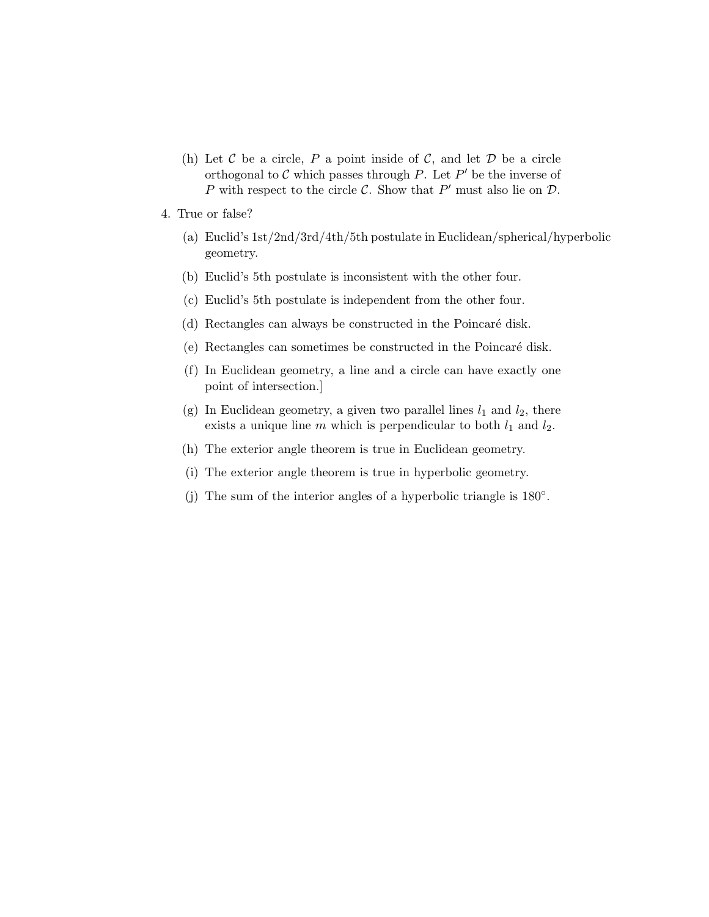(h) Let $\mathcal{C}$ be a circle, $P$ a point inside of $\mathcal{C}$, and let $\mathcal{D}$ be a circle orthogonal to $\mathcal{C}$ which passes through $P$. Let $P'$ be the inverse of $P$ with respect to the circle $\mathcal{C}$. Show that $P'$ must also lie on $\mathcal{D}$.

4. True or false?

   (a) Euclid's 1st/2nd/3rd/4th/5th postulate in Euclidean/spherical/hyperbolic geometry.

   (b) Euclid's 5th postulate is inconsistent with the other four.

   (c) Euclid's 5th postulate is independent from the other four.

   (d) Rectangles can always be constructed in the Poincaré disk.

   (e) Rectangles can sometimes be constructed in the Poincaré disk.

   (f) In Euclidean geometry, a line and a circle can have exactly one point of intersection.]

   (g) In Euclidean geometry, a given two parallel lines $l_1$ and $l_2$, there exists a unique line $m$ which is perpendicular to both $l_1$ and $l_2$.

   (h) The exterior angle theorem is true in Euclidean geometry.

   (i) The exterior angle theorem is true in hyperbolic geometry.

   (j) The sum of the interior angles of a hyperbolic triangle is $180^\circ$.